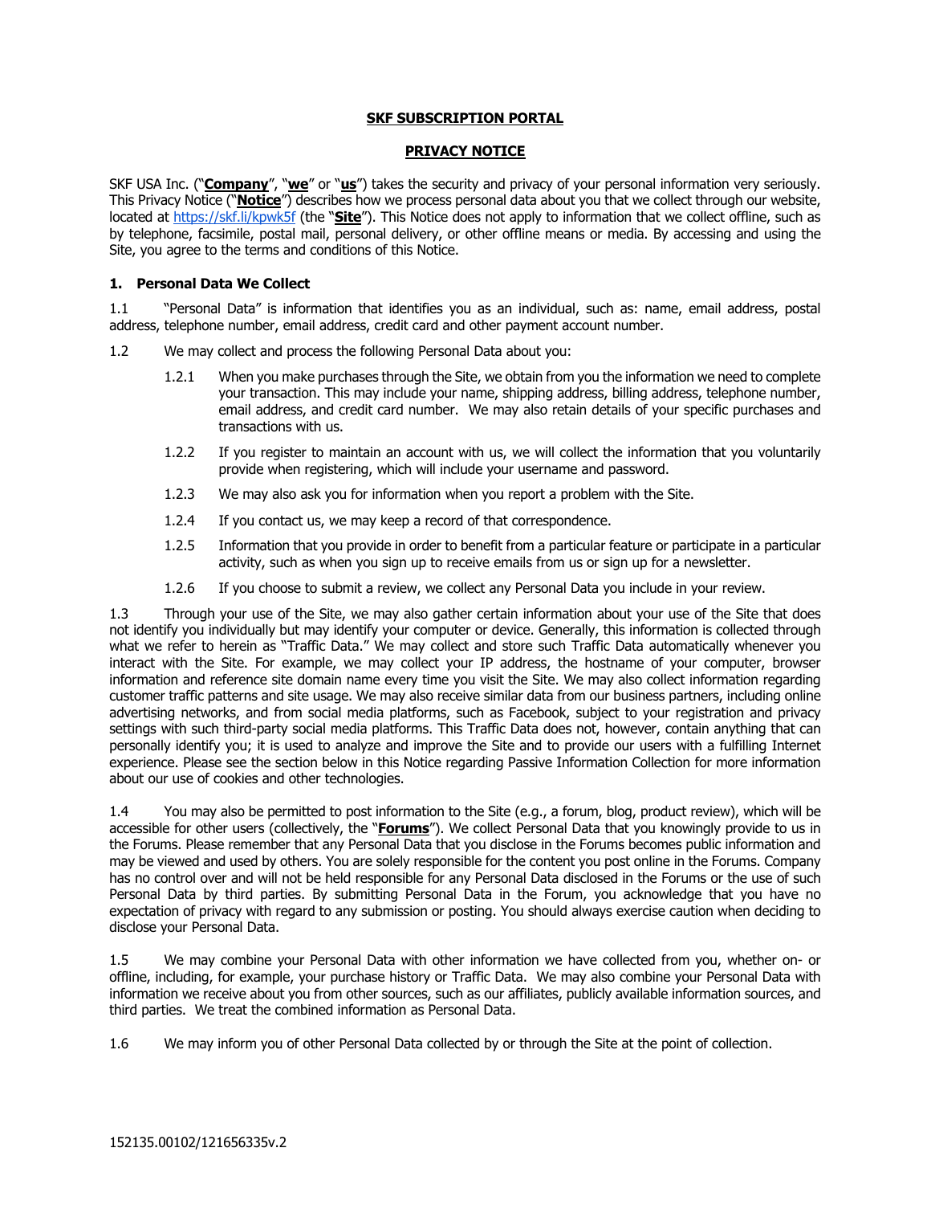**SKF SUBSCRIPTION PORTAL**

**PRIVACY NOTICE**

SKF USA Inc. ("**Company**", "**we**" or "**us**") takes the security and privacy of your personal information very seriously. This Privacy Notice ("**Notice**") describes how we process personal data about you that we collect through our website, located at https://skf.li/kpwk5f (the "**Site**"). This Notice does not apply to information that we collect offline, such as by telephone, facsimile, postal mail, personal delivery, or other offline means or media. By accessing and using the Site, you agree to the terms and conditions of this Notice.

**1. Personal Data We Collect**

1.1 "Personal Data" is information that identifies you as an individual, such as: name, email address, postal address, telephone number, email address, credit card and other payment account number.

1.2 We may collect and process the following Personal Data about you:

1.2.1 When you make purchases through the Site, we obtain from you the information we need to complete your transaction. This may include your name, shipping address, billing address, telephone number, email address, and credit card number. We may also retain details of your specific purchases and transactions with us.

1.2.2 If you register to maintain an account with us, we will collect the information that you voluntarily provide when registering, which will include your username and password.

1.2.3 We may also ask you for information when you report a problem with the Site.

1.2.4 If you contact us, we may keep a record of that correspondence.

1.2.5 Information that you provide in order to benefit from a particular feature or participate in a particular activity, such as when you sign up to receive emails from us or sign up for a newsletter.

1.2.6 If you choose to submit a review, we collect any Personal Data you include in your review.

1.3 Through your use of the Site, we may also gather certain information about your use of the Site that does not identify you individually but may identify your computer or device. Generally, this information is collected through what we refer to herein as "Traffic Data." We may collect and store such Traffic Data automatically whenever you interact with the Site. For example, we may collect your IP address, the hostname of your computer, browser information and reference site domain name every time you visit the Site. We may also collect information regarding customer traffic patterns and site usage. We may also receive similar data from our business partners, including online advertising networks, and from social media platforms, such as Facebook, subject to your registration and privacy settings with such third-party social media platforms. This Traffic Data does not, however, contain anything that can personally identify you; it is used to analyze and improve the Site and to provide our users with a fulfilling Internet experience. Please see the section below in this Notice regarding Passive Information Collection for more information about our use of cookies and other technologies.

1.4 You may also be permitted to post information to the Site (e.g., a forum, blog, product review), which will be accessible for other users (collectively, the "**Forums**"). We collect Personal Data that you knowingly provide to us in the Forums. Please remember that any Personal Data that you disclose in the Forums becomes public information and may be viewed and used by others. You are solely responsible for the content you post online in the Forums. Company has no control over and will not be held responsible for any Personal Data disclosed in the Forums or the use of such Personal Data by third parties. By submitting Personal Data in the Forum, you acknowledge that you have no expectation of privacy with regard to any submission or posting. You should always exercise caution when deciding to disclose your Personal Data.

1.5 We may combine your Personal Data with other information we have collected from you, whether on- or offline, including, for example, your purchase history or Traffic Data. We may also combine your Personal Data with information we receive about you from other sources, such as our affiliates, publicly available information sources, and third parties. We treat the combined information as Personal Data.

1.6 We may inform you of other Personal Data collected by or through the Site at the point of collection.

152135.00102/121656335v.2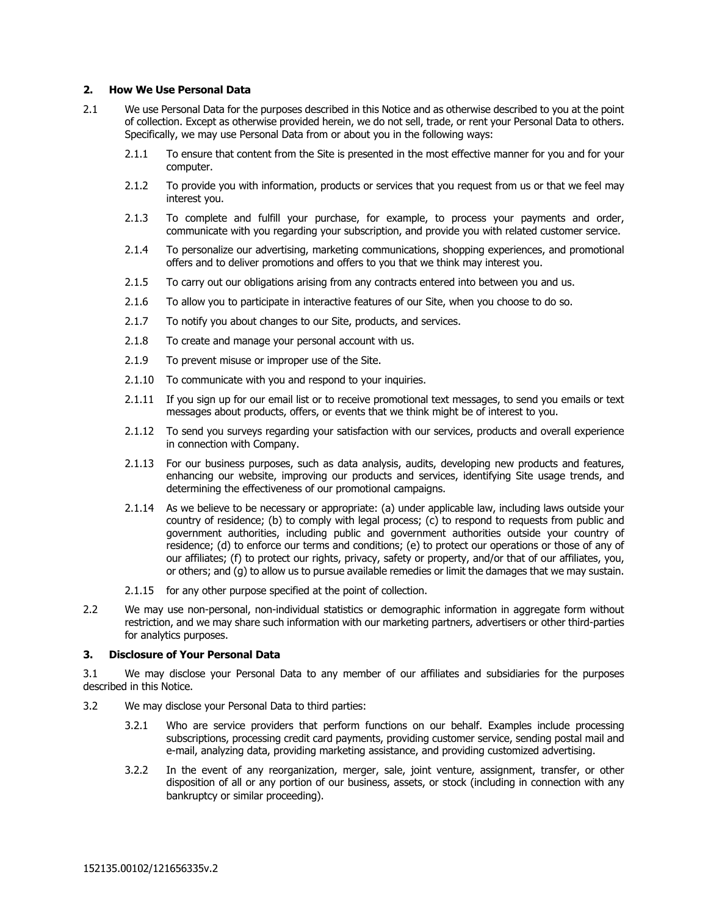## 2. How We Use Personal Data

2.1 We use Personal Data for the purposes described in this Notice and as otherwise described to you at the point of collection. Except as otherwise provided herein, we do not sell, trade, or rent your Personal Data to others. Specifically, we may use Personal Data from or about you in the following ways:

2.1.1 To ensure that content from the Site is presented in the most effective manner for you and for your computer.

2.1.2 To provide you with information, products or services that you request from us or that we feel may interest you.

2.1.3 To complete and fulfill your purchase, for example, to process your payments and order, communicate with you regarding your subscription, and provide you with related customer service.

2.1.4 To personalize our advertising, marketing communications, shopping experiences, and promotional offers and to deliver promotions and offers to you that we think may interest you.

2.1.5 To carry out our obligations arising from any contracts entered into between you and us.

2.1.6 To allow you to participate in interactive features of our Site, when you choose to do so.

2.1.7 To notify you about changes to our Site, products, and services.

2.1.8 To create and manage your personal account with us.

2.1.9 To prevent misuse or improper use of the Site.

2.1.10 To communicate with you and respond to your inquiries.

2.1.11 If you sign up for our email list or to receive promotional text messages, to send you emails or text messages about products, offers, or events that we think might be of interest to you.

2.1.12 To send you surveys regarding your satisfaction with our services, products and overall experience in connection with Company.

2.1.13 For our business purposes, such as data analysis, audits, developing new products and features, enhancing our website, improving our products and services, identifying Site usage trends, and determining the effectiveness of our promotional campaigns.

2.1.14 As we believe to be necessary or appropriate: (a) under applicable law, including laws outside your country of residence; (b) to comply with legal process; (c) to respond to requests from public and government authorities, including public and government authorities outside your country of residence; (d) to enforce our terms and conditions; (e) to protect our operations or those of any of our affiliates; (f) to protect our rights, privacy, safety or property, and/or that of our affiliates, you, or others; and (g) to allow us to pursue available remedies or limit the damages that we may sustain.

2.1.15 for any other purpose specified at the point of collection.

2.2 We may use non-personal, non-individual statistics or demographic information in aggregate form without restriction, and we may share such information with our marketing partners, advertisers or other third-parties for analytics purposes.

## 3. Disclosure of Your Personal Data

3.1 We may disclose your Personal Data to any member of our affiliates and subsidiaries for the purposes described in this Notice.

3.2 We may disclose your Personal Data to third parties:

3.2.1 Who are service providers that perform functions on our behalf. Examples include processing subscriptions, processing credit card payments, providing customer service, sending postal mail and e-mail, analyzing data, providing marketing assistance, and providing customized advertising.

3.2.2 In the event of any reorganization, merger, sale, joint venture, assignment, transfer, or other disposition of all or any portion of our business, assets, or stock (including in connection with any bankruptcy or similar proceeding).

152135.00102/121656335v.2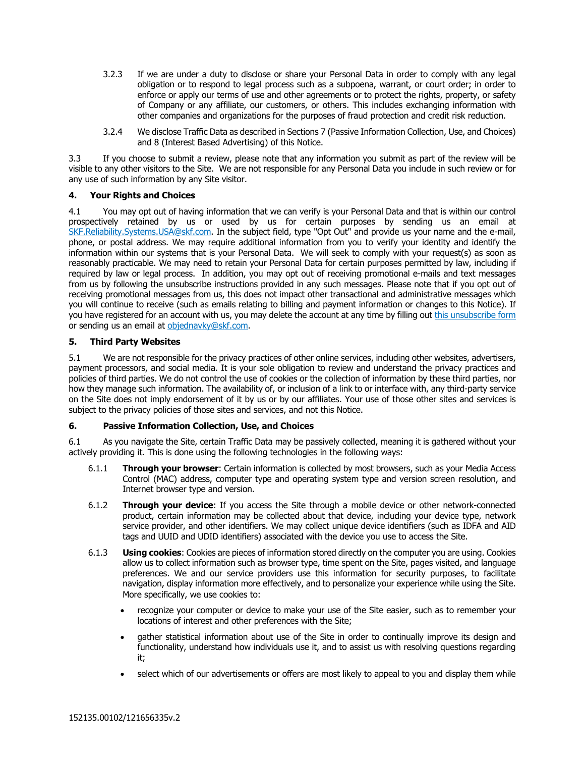3.2.3 If we are under a duty to disclose or share your Personal Data in order to comply with any legal obligation or to respond to legal process such as a subpoena, warrant, or court order; in order to enforce or apply our terms of use and other agreements or to protect the rights, property, or safety of Company or any affiliate, our customers, or others. This includes exchanging information with other companies and organizations for the purposes of fraud protection and credit risk reduction.

3.2.4 We disclose Traffic Data as described in Sections 7 (Passive Information Collection, Use, and Choices) and 8 (Interest Based Advertising) of this Notice.

3.3 If you choose to submit a review, please note that any information you submit as part of the review will be visible to any other visitors to the Site. We are not responsible for any Personal Data you include in such review or for any use of such information by any Site visitor.

**4. Your Rights and Choices**

4.1 You may opt out of having information that we can verify is your Personal Data and that is within our control prospectively retained by us or used by us for certain purposes by sending us an email at SKF.Reliability.Systems.USA@skf.com. In the subject field, type "Opt Out" and provide us your name and the e-mail, phone, or postal address. We may require additional information from you to verify your identity and identify the information within our systems that is your Personal Data. We will seek to comply with your request(s) as soon as reasonably practicable. We may need to retain your Personal Data for certain purposes permitted by law, including if required by law or legal process. In addition, you may opt out of receiving promotional e-mails and text messages from us by following the unsubscribe instructions provided in any such messages. Please note that if you opt out of receiving promotional messages from us, this does not impact other transactional and administrative messages which you will continue to receive (such as emails relating to billing and payment information or changes to this Notice). If you have registered for an account with us, you may delete the account at any time by filling out this unsubscribe form or sending us an email at objednavky@skf.com.

**5. Third Party Websites**

5.1 We are not responsible for the privacy practices of other online services, including other websites, advertisers, payment processors, and social media. It is your sole obligation to review and understand the privacy practices and policies of third parties. We do not control the use of cookies or the collection of information by these third parties, nor how they manage such information. The availability of, or inclusion of a link to or interface with, any third-party service on the Site does not imply endorsement of it by us or by our affiliates. Your use of those other sites and services is subject to the privacy policies of those sites and services, and not this Notice.

**6. Passive Information Collection, Use, and Choices**

6.1 As you navigate the Site, certain Traffic Data may be passively collected, meaning it is gathered without your actively providing it. This is done using the following technologies in the following ways:

6.1.1 **Through your browser**: Certain information is collected by most browsers, such as your Media Access Control (MAC) address, computer type and operating system type and version screen resolution, and Internet browser type and version.

6.1.2 **Through your device**: If you access the Site through a mobile device or other network-connected product, certain information may be collected about that device, including your device type, network service provider, and other identifiers. We may collect unique device identifiers (such as IDFA and AID tags and UUID and UDID identifiers) associated with the device you use to access the Site.

6.1.3 **Using cookies**: Cookies are pieces of information stored directly on the computer you are using. Cookies allow us to collect information such as browser type, time spent on the Site, pages visited, and language preferences. We and our service providers use this information for security purposes, to facilitate navigation, display information more effectively, and to personalize your experience while using the Site. More specifically, we use cookies to:

- recognize your computer or device to make your use of the Site easier, such as to remember your locations of interest and other preferences with the Site;
- gather statistical information about use of the Site in order to continually improve its design and functionality, understand how individuals use it, and to assist us with resolving questions regarding it;
- select which of our advertisements or offers are most likely to appeal to you and display them while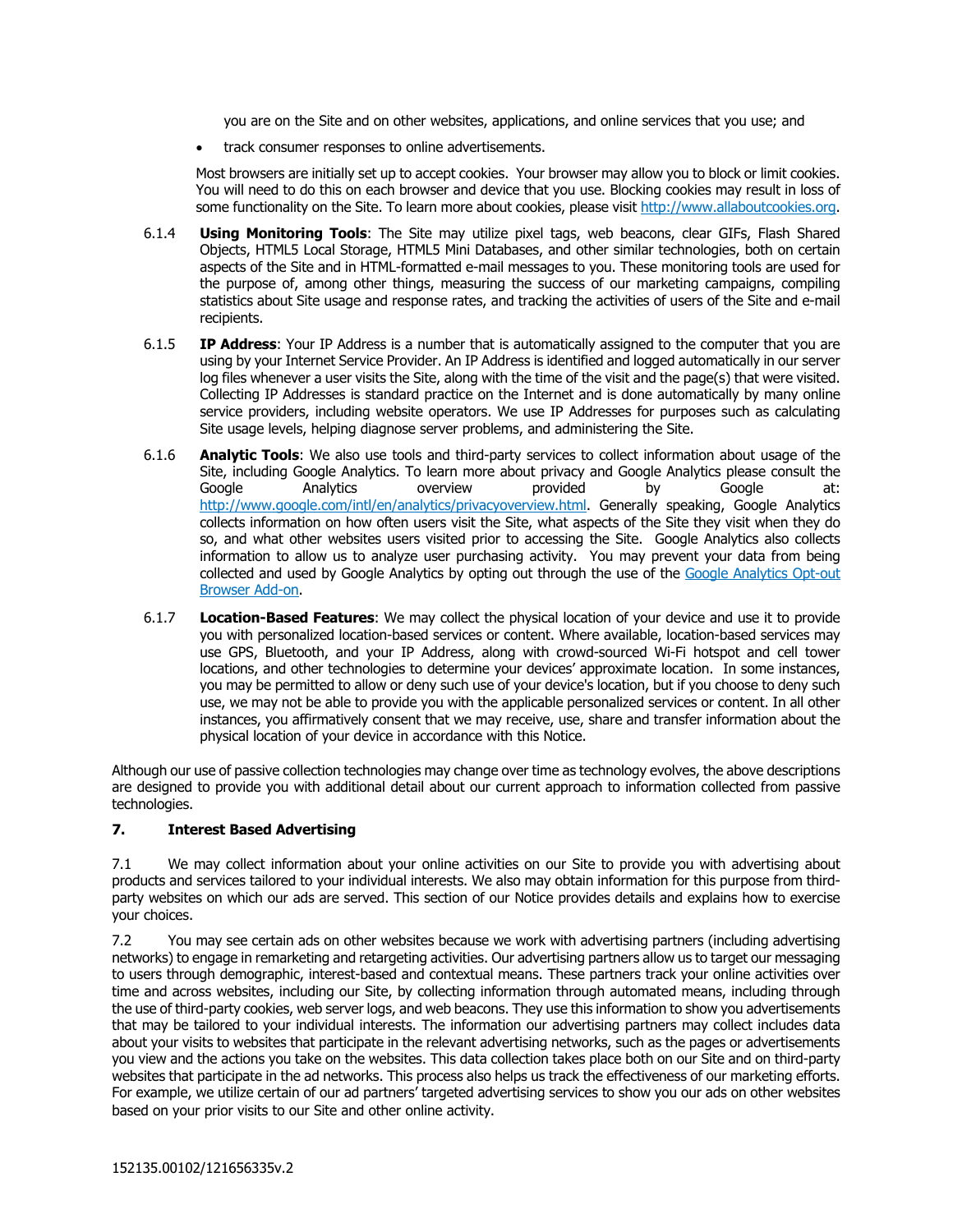you are on the Site and on other websites, applications, and online services that you use; and

- track consumer responses to online advertisements.

Most browsers are initially set up to accept cookies. Your browser may allow you to block or limit cookies. You will need to do this on each browser and device that you use. Blocking cookies may result in loss of some functionality on the Site. To learn more about cookies, please visit [http://www.allaboutcookies.org](http://www.allaboutcookies.org).

6.1.4 **Using Monitoring Tools**: The Site may utilize pixel tags, web beacons, clear GIFs, Flash Shared Objects, HTML5 Local Storage, HTML5 Mini Databases, and other similar technologies, both on certain aspects of the Site and in HTML-formatted e-mail messages to you. These monitoring tools are used for the purpose of, among other things, measuring the success of our marketing campaigns, compiling statistics about Site usage and response rates, and tracking the activities of users of the Site and e-mail recipients.

6.1.5 **IP Address**: Your IP Address is a number that is automatically assigned to the computer that you are using by your Internet Service Provider. An IP Address is identified and logged automatically in our server log files whenever a user visits the Site, along with the time of the visit and the page(s) that were visited. Collecting IP Addresses is standard practice on the Internet and is done automatically by many online service providers, including website operators. We use IP Addresses for purposes such as calculating Site usage levels, helping diagnose server problems, and administering the Site.

6.1.6 **Analytic Tools**: We also use tools and third-party services to collect information about usage of the Site, including Google Analytics. To learn more about privacy and Google Analytics please consult the Google Analytics overview provided by Google at: [http://www.google.com/intl/en/analytics/privacyoverview.html](http://www.google.com/intl/en/analytics/privacyoverview.html). Generally speaking, Google Analytics collects information on how often users visit the Site, what aspects of the Site they visit when they do so, and what other websites users visited prior to accessing the Site. Google Analytics also collects information to allow us to analyze user purchasing activity. You may prevent your data from being collected and used by Google Analytics by opting out through the use of the Google Analytics Opt-out Browser Add-on.

6.1.7 **Location-Based Features**: We may collect the physical location of your device and use it to provide you with personalized location-based services or content. Where available, location-based services may use GPS, Bluetooth, and your IP Address, along with crowd-sourced Wi-Fi hotspot and cell tower locations, and other technologies to determine your devices' approximate location. In some instances, you may be permitted to allow or deny such use of your device's location, but if you choose to deny such use, we may not be able to provide you with the applicable personalized services or content. In all other instances, you affirmatively consent that we may receive, use, share and transfer information about the physical location of your device in accordance with this Notice.

Although our use of passive collection technologies may change over time as technology evolves, the above descriptions are designed to provide you with additional detail about our current approach to information collected from passive technologies.

## 7. Interest Based Advertising

7.1 We may collect information about your online activities on our Site to provide you with advertising about products and services tailored to your individual interests. We also may obtain information for this purpose from third-party websites on which our ads are served. This section of our Notice provides details and explains how to exercise your choices.

7.2 You may see certain ads on other websites because we work with advertising partners (including advertising networks) to engage in remarketing and retargeting activities. Our advertising partners allow us to target our messaging to users through demographic, interest-based and contextual means. These partners track your online activities over time and across websites, including our Site, by collecting information through automated means, including through the use of third-party cookies, web server logs, and web beacons. They use this information to show you advertisements that may be tailored to your individual interests. The information our advertising partners may collect includes data about your visits to websites that participate in the relevant advertising networks, such as the pages or advertisements you view and the actions you take on the websites. This data collection takes place both on our Site and on third-party websites that participate in the ad networks. This process also helps us track the effectiveness of our marketing efforts. For example, we utilize certain of our ad partners' targeted advertising services to show you our ads on other websites based on your prior visits to our Site and other online activity.

152135.00102/121656335v.2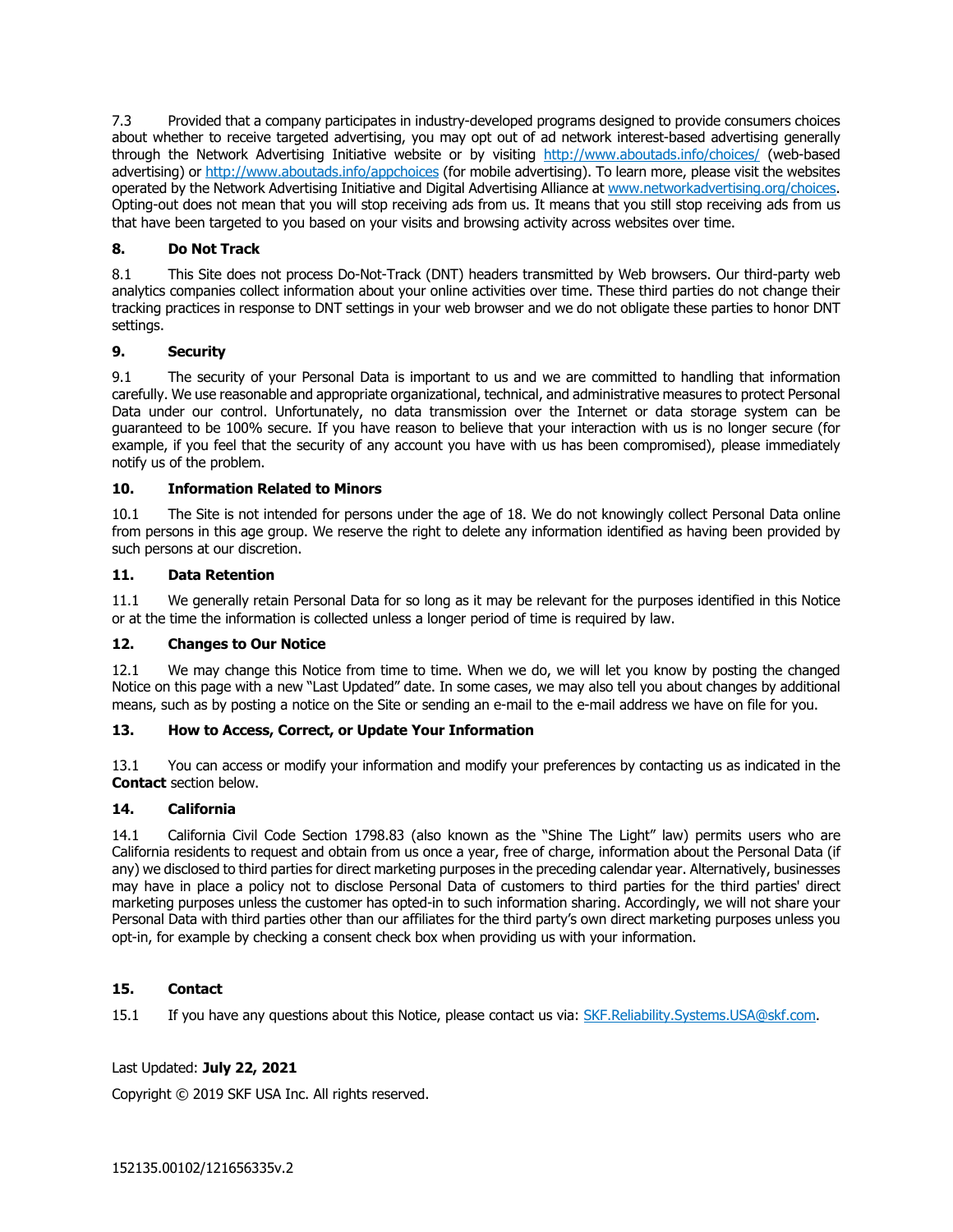7.3 Provided that a company participates in industry-developed programs designed to provide consumers choices about whether to receive targeted advertising, you may opt out of ad network interest-based advertising generally through the Network Advertising Initiative website or by visiting http://www.aboutads.info/choices/ (web-based advertising) or http://www.aboutads.info/appchoices (for mobile advertising). To learn more, please visit the websites operated by the Network Advertising Initiative and Digital Advertising Alliance at www.networkadvertising.org/choices. Opting-out does not mean that you will stop receiving ads from us. It means that you still stop receiving ads from us that have been targeted to you based on your visits and browsing activity across websites over time.

## 8. Do Not Track

8.1 This Site does not process Do-Not-Track (DNT) headers transmitted by Web browsers. Our third-party web analytics companies collect information about your online activities over time. These third parties do not change their tracking practices in response to DNT settings in your web browser and we do not obligate these parties to honor DNT settings.

## 9. Security

9.1 The security of your Personal Data is important to us and we are committed to handling that information carefully. We use reasonable and appropriate organizational, technical, and administrative measures to protect Personal Data under our control. Unfortunately, no data transmission over the Internet or data storage system can be guaranteed to be 100% secure. If you have reason to believe that your interaction with us is no longer secure (for example, if you feel that the security of any account you have with us has been compromised), please immediately notify us of the problem.

## 10. Information Related to Minors

10.1 The Site is not intended for persons under the age of 18. We do not knowingly collect Personal Data online from persons in this age group. We reserve the right to delete any information identified as having been provided by such persons at our discretion.

## 11. Data Retention

11.1 We generally retain Personal Data for so long as it may be relevant for the purposes identified in this Notice or at the time the information is collected unless a longer period of time is required by law.

## 12. Changes to Our Notice

12.1 We may change this Notice from time to time. When we do, we will let you know by posting the changed Notice on this page with a new "Last Updated" date. In some cases, we may also tell you about changes by additional means, such as by posting a notice on the Site or sending an e-mail to the e-mail address we have on file for you.

## 13. How to Access, Correct, or Update Your Information

13.1 You can access or modify your information and modify your preferences by contacting us as indicated in the **Contact** section below.

## 14. California

14.1 California Civil Code Section 1798.83 (also known as the "Shine The Light" law) permits users who are California residents to request and obtain from us once a year, free of charge, information about the Personal Data (if any) we disclosed to third parties for direct marketing purposes in the preceding calendar year. Alternatively, businesses may have in place a policy not to disclose Personal Data of customers to third parties for the third parties' direct marketing purposes unless the customer has opted-in to such information sharing. Accordingly, we will not share your Personal Data with third parties other than our affiliates for the third party's own direct marketing purposes unless you opt-in, for example by checking a consent check box when providing us with your information.

## 15. Contact

15.1 If you have any questions about this Notice, please contact us via: SKF.Reliability.Systems.USA@skf.com.

Last Updated: **July 22, 2021**

Copyright © 2019 SKF USA Inc. All rights reserved.

152135.00102/121656335v.2